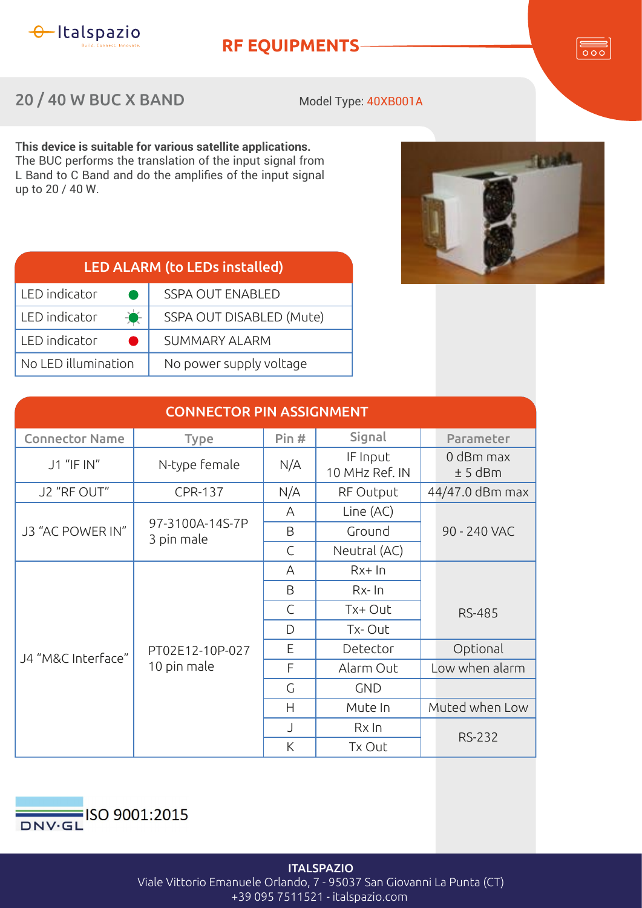Italspazio

Build. Connect. Innovate.

# RF EQUIPMENTS

## 20 / 40 W BUC X BAND

Model Type: 40XB001A

**This device is suitable for various satellite applications.**
The BUC performs the translation of the input signal from L Band to C Band and do the amplifies of the input signal up to 20 / 40 W.

| LED ALARM (to LEDs installed) | |
|---|---|
| LED indicator ● (green) | SSPA OUT ENABLED |
| LED indicator (green, blinking) | SSPA OUT DISABLED (Mute) |
| LED indicator ● (red) | SUMMARY ALARM |
| No LED illumination | No power supply voltage |

### CONNECTOR PIN ASSIGNMENT

| Connector Name | Type | Pin # | Signal | Parameter |
|---|---|---|---|---|
| J1 "IF IN" | N-type female | N/A | IF Input<br>10 MHz Ref. IN | 0 dBm max<br>± 5 dBm |
| J2 "RF OUT" | CPR-137 | N/A | RF Output | 44/47.0 dBm max |
| J3 "AC POWER IN" | 97-3100A-14S-7P<br>3 pin male | A | Line (AC) | 90 - 240 VAC |
| | | B | Ground | |
| | | C | Neutral (AC) | |
| J4 "M&C Interface" | PT02E12-10P-027<br>10 pin male | A | Rx+ In | RS-485 |
| | | B | Rx- In | |
| | | C | Tx+ Out | |
| | | D | Tx- Out | |
| | | E | Detector | Optional |
| | | F | Alarm Out | Low when alarm |
| | | G | GND | |
| | | H | Mute In | Muted when Low |
| | | J | Rx In | RS-232 |
| | | K | Tx Out | |

DNV·GL ISO 9001:2015

**ITALSPAZIO**
Viale Vittorio Emanuele Orlando, 7 - 95037 San Giovanni La Punta (CT)
+39 095 7511521 - italspazio.com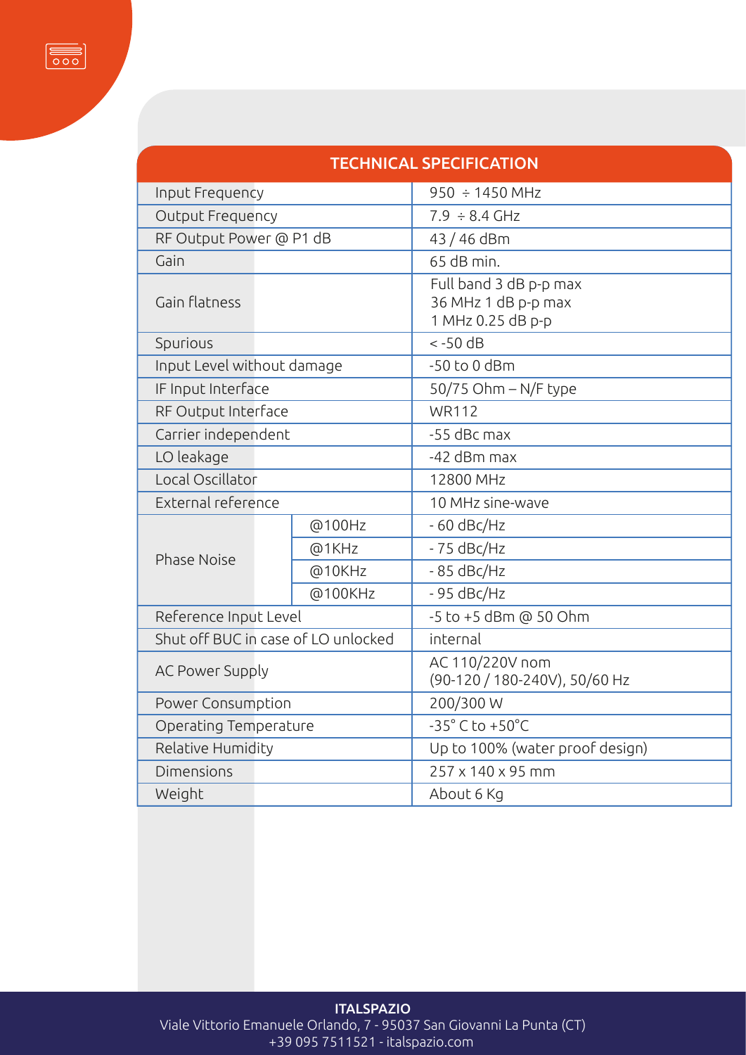## TECHNICAL SPECIFICATION

| | | |
|---|---|---|
| Input Frequency | | 950 ÷ 1450 MHz |
| Output Frequency | | 7.9 ÷ 8.4 GHz |
| RF Output Power @ P1 dB | | 43 / 46 dBm |
| Gain | | 65 dB min. |
| Gain flatness | | Full band 3 dB p-p max<br>36 MHz 1 dB p-p max<br>1 MHz 0.25 dB p-p |
| Spurious | | < -50 dB |
| Input Level without damage | | -50 to 0 dBm |
| IF Input Interface | | 50/75 Ohm – N/F type |
| RF Output Interface | | WR112 |
| Carrier independent | | -55 dBc max |
| LO leakage | | -42 dBm max |
| Local Oscillator | | 12800 MHz |
| External reference | | 10 MHz sine-wave |
| Phase Noise | @100Hz | - 60 dBc/Hz |
| | @1KHz | - 75 dBc/Hz |
| | @10KHz | - 85 dBc/Hz |
| | @100KHz | - 95 dBc/Hz |
| Reference Input Level | | -5 to +5 dBm @ 50 Ohm |
| Shut off BUC in case of LO unlocked | | internal |
| AC Power Supply | | AC 110/220V nom<br>(90-120 / 180-240V), 50/60 Hz |
| Power Consumption | | 200/300 W |
| Operating Temperature | | -35° C to +50°C |
| Relative Humidity | | Up to 100% (water proof design) |
| Dimensions | | 257 x 140 x 95 mm |
| Weight | | About 6 Kg |

**ITALSPAZIO**
Viale Vittorio Emanuele Orlando, 7 - 95037 San Giovanni La Punta (CT)
+39 095 7511521 - italspazio.com